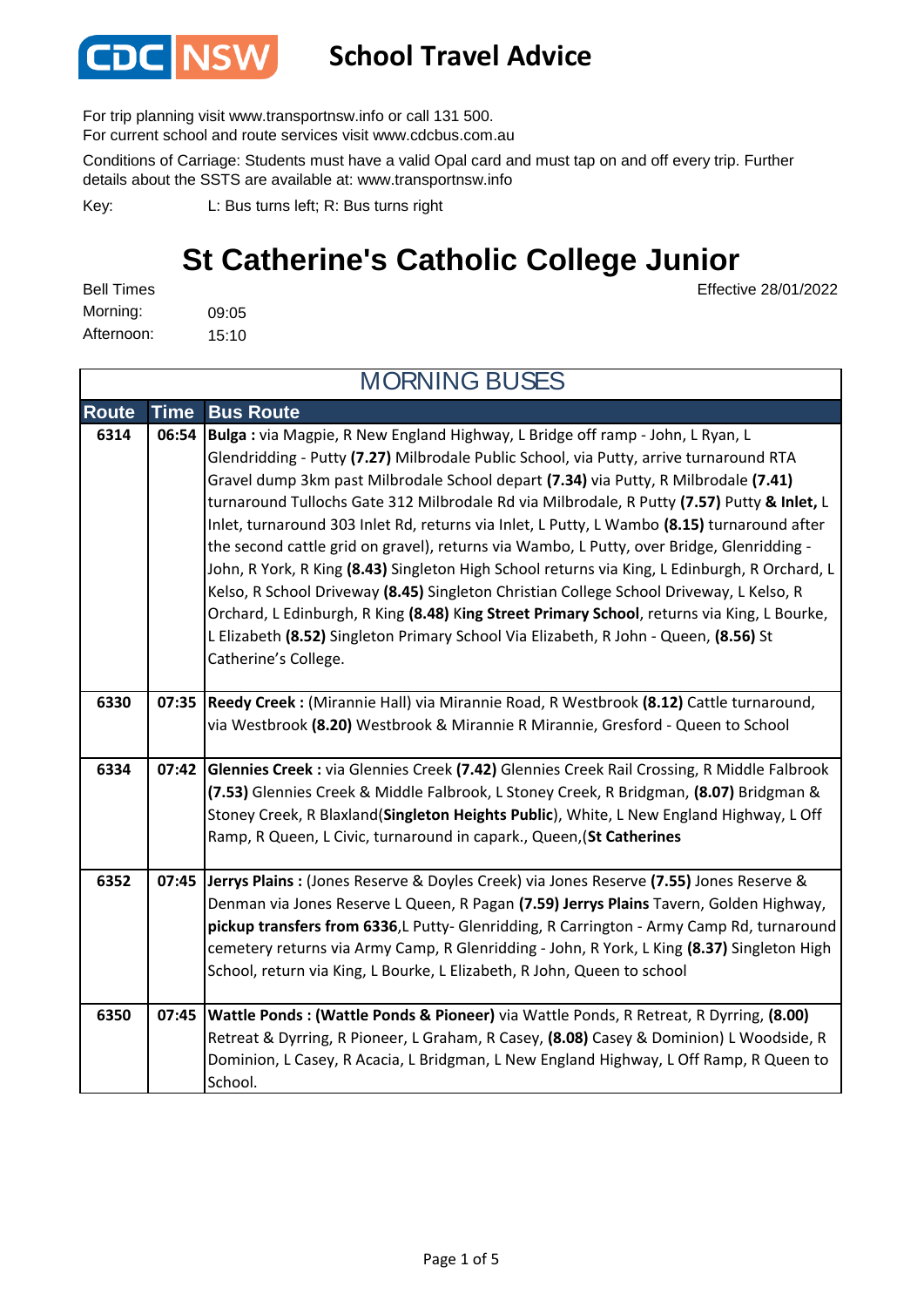# School Travel Advice

For trip planning visit www.transportnsw.info or call 131 500.
For current school and route services visit www.cdcbus.com.au

Conditions of Carriage: Students must have a valid Opal card and must tap on and off every trip. Further details about the SSTS are available at: www.transportnsw.info

Key: L: Bus turns left; R: Bus turns right

## St Catherine's Catholic College Junior

Effective 28/01/2022

Bell Times
Morning: 09:05
Afternoon: 15:10

### MORNING BUSES

| Route | Time | Bus Route |
|---|---|---|
| 6314 | 06:54 | **Bulga :** via Magpie, R New England Highway, L Bridge off ramp - John, L Ryan, L Glendridding - Putty **(7.27)** Milbrodale Public School, via Putty, arrive turnaround RTA Gravel dump 3km past Milbrodale School depart **(7.34)** via Putty, R Milbrodale **(7.41)** turnaround Tullochs Gate 312 Milbrodale Rd via Milbrodale, R Putty **(7.57)** Putty **& Inlet,** L Inlet, turnaround 303 Inlet Rd, returns via Inlet, L Putty, L Wambo **(8.15)** turnaround after the second cattle grid on gravel), returns via Wambo, L Putty, over Bridge, Glenridding - John, R York, R King **(8.43)** Singleton High School returns via King, L Edinburgh, R Orchard, L Kelso, R School Driveway **(8.45)** Singleton Christian College School Driveway, L Kelso, R Orchard, L Edinburgh, R King **(8.48)** King **Street Primary School**, returns via King, L Bourke, L Elizabeth **(8.52)** Singleton Primary School Via Elizabeth, R John - Queen, **(8.56)** St Catherine's College. |
| 6330 | 07:35 | **Reedy Creek :** (Mirannie Hall) via Mirannie Road, R Westbrook **(8.12)** Cattle turnaround, via Westbrook **(8.20)** Westbrook & Mirannie R Mirannie, Gresford - Queen to School |
| 6334 | 07:42 | **Glennies Creek :** via Glennies Creek **(7.42)** Glennies Creek Rail Crossing, R Middle Falbrook **(7.53)** Glennies Creek & Middle Falbrook, L Stoney Creek, R Bridgman, **(8.07)** Bridgman & Stoney Creek, R Blaxland(**Singleton Heights Public**), White, L New England Highway, L Off Ramp, R Queen, L Civic, turnaround in capark., Queen,(**St Catherines** |
| 6352 | 07:45 | **Jerrys Plains :** (Jones Reserve & Doyles Creek) via Jones Reserve **(7.55)** Jones Reserve & Denman via Jones Reserve L Queen, R Pagan **(7.59) Jerrys Plains** Tavern, Golden Highway, **pickup transfers from 6336**,L Putty- Glenridding, R Carrington - Army Camp Rd, turnaround cemetery returns via Army Camp, R Glenridding - John, R York, L King **(8.37)** Singleton High School, return via King, L Bourke, L Elizabeth, R John, Queen to school |
| 6350 | 07:45 | **Wattle Ponds : (Wattle Ponds & Pioneer)** via Wattle Ponds, R Retreat, R Dyrring, **(8.00)** Retreat & Dyrring, R Pioneer, L Graham, R Casey, **(8.08)** Casey & Dominion) L Woodside, R Dominion, L Casey, R Acacia, L Bridgman, L New England Highway, L Off Ramp, R Queen to School. |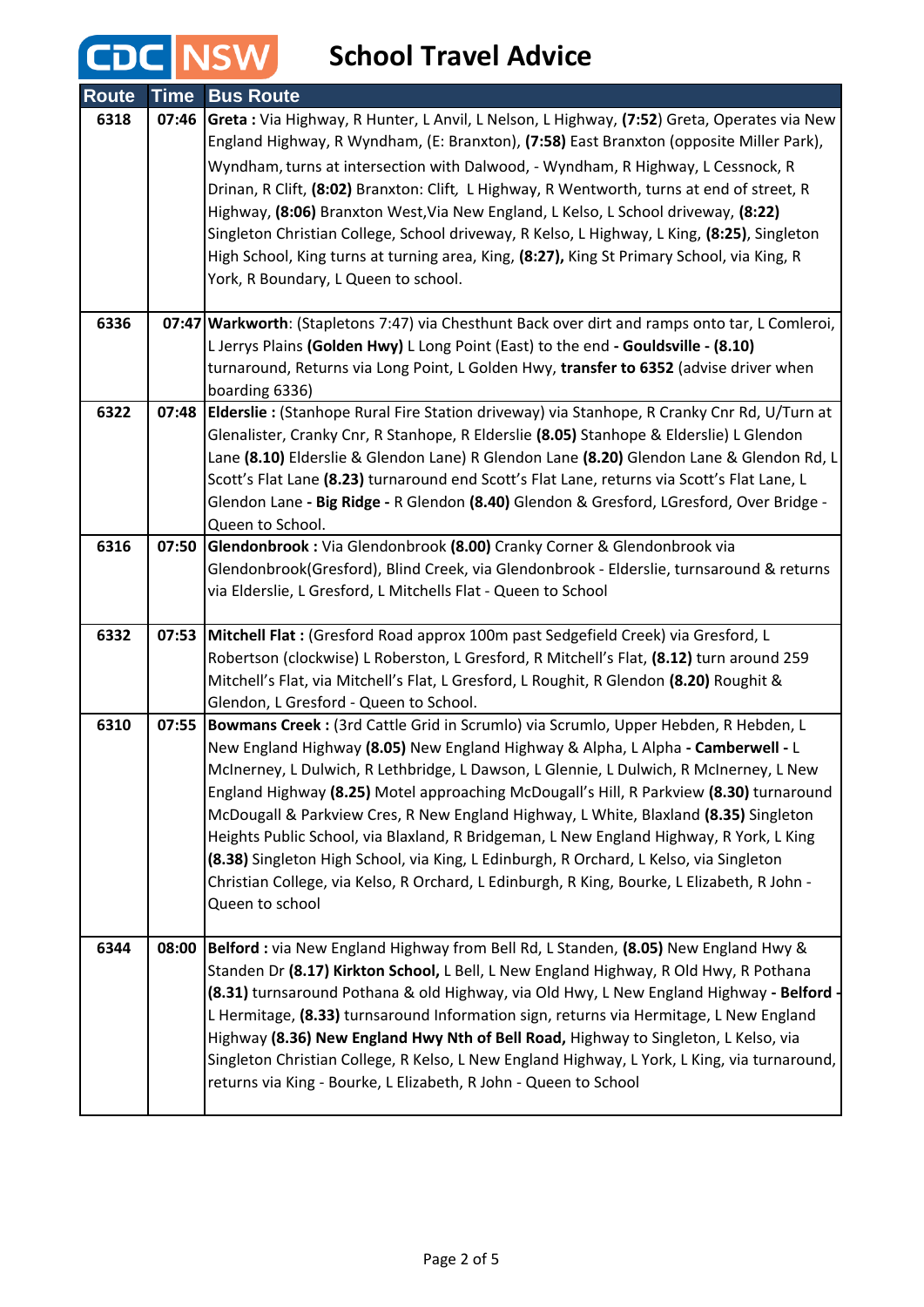# CDC NSW School Travel Advice

| Route | Time | Bus Route |
|---|---|---|
| 6318 | 07:46 | **Greta :** Via Highway, R Hunter, L Anvil, L Nelson, L Highway, **(7:52**) Greta, Operates via New England Highway, R Wyndham, (E: Branxton), **(7:58)** East Branxton (opposite Miller Park), Wyndham, turns at intersection with Dalwood, - Wyndham, R Highway, L Cessnock, R Drinan, R Clift, **(8:02)** Branxton: Clift, L Highway, R Wentworth, turns at end of street, R Highway, **(8:06)** Branxton West,Via New England, L Kelso, L School driveway, **(8:22)** Singleton Christian College, School driveway, R Kelso, L Highway, L King, **(8:25)**, Singleton High School, King turns at turning area, King, **(8:27),** King St Primary School, via King, R York, R Boundary, L Queen to school. |
| 6336 | 07:47 | **Warkworth**: (Stapletons 7:47) via Chesthunt Back over dirt and ramps onto tar, L Comleroi, L Jerrys Plains **(Golden Hwy)** L Long Point (East) to the end **- Gouldsville - (8.10)** turnaround, Returns via Long Point, L Golden Hwy, **transfer to 6352** (advise driver when boarding 6336) |
| 6322 | 07:48 | **Elderslie :** (Stanhope Rural Fire Station driveway) via Stanhope, R Cranky Cnr Rd, U/Turn at Glenalister, Cranky Cnr, R Stanhope, R Elderslie **(8.05)** Stanhope & Elderslie) L Glendon Lane **(8.10)** Elderslie & Glendon Lane) R Glendon Lane **(8.20)** Glendon Lane & Glendon Rd, L Scott's Flat Lane **(8.23)** turnaround end Scott's Flat Lane, returns via Scott's Flat Lane, L Glendon Lane **- Big Ridge -** R Glendon **(8.40)** Glendon & Gresford, LGresford, Over Bridge - Queen to School. |
| 6316 | 07:50 | **Glendonbrook :** Via Glendonbrook **(8.00)** Cranky Corner & Glendonbrook via Glendonbrook(Gresford), Blind Creek, via Glendonbrook - Elderslie, turnsaround & returns via Elderslie, L Gresford, L Mitchells Flat - Queen to School |
| 6332 | 07:53 | **Mitchell Flat :** (Gresford Road approx 100m past Sedgefield Creek) via Gresford, L Robertson (clockwise) L Roberston, L Gresford, R Mitchell's Flat, **(8.12)** turn around 259 Mitchell's Flat, via Mitchell's Flat, L Gresford, L Roughit, R Glendon **(8.20)** Roughit & Glendon, L Gresford - Queen to School. |
| 6310 | 07:55 | **Bowmans Creek :** (3rd Cattle Grid in Scrumlo) via Scrumlo, Upper Hebden, R Hebden, L New England Highway **(8.05)** New England Highway & Alpha, L Alpha **- Camberwell -** L McInerney, L Dulwich, R Lethbridge, L Dawson, L Glennie, L Dulwich, R McInerney, L New England Highway **(8.25)** Motel approaching McDougall's Hill, R Parkview **(8.30)** turnaround McDougall & Parkview Cres, R New England Highway, L White, Blaxland **(8.35)** Singleton Heights Public School, via Blaxland, R Bridgeman, L New England Highway, R York, L King **(8.38)** Singleton High School, via King, L Edinburgh, R Orchard, L Kelso, via Singleton Christian College, via Kelso, R Orchard, L Edinburgh, R King, Bourke, L Elizabeth, R John - Queen to school |
| 6344 | 08:00 | **Belford :** via New England Highway from Bell Rd, L Standen, **(8.05)** New England Hwy & Standen Dr **(8.17) Kirkton School,** L Bell, L New England Highway, R Old Hwy, R Pothana **(8.31)** turnsaround Pothana & old Highway, via Old Hwy, L New England Highway **- Belford -** L Hermitage, **(8.33)** turnsaround Information sign, returns via Hermitage, L New England Highway **(8.36) New England Hwy Nth of Bell Road,** Highway to Singleton, L Kelso, via Singleton Christian College, R Kelso, L New England Highway, L York, L King, via turnaround, returns via King - Bourke, L Elizabeth, R John - Queen to School |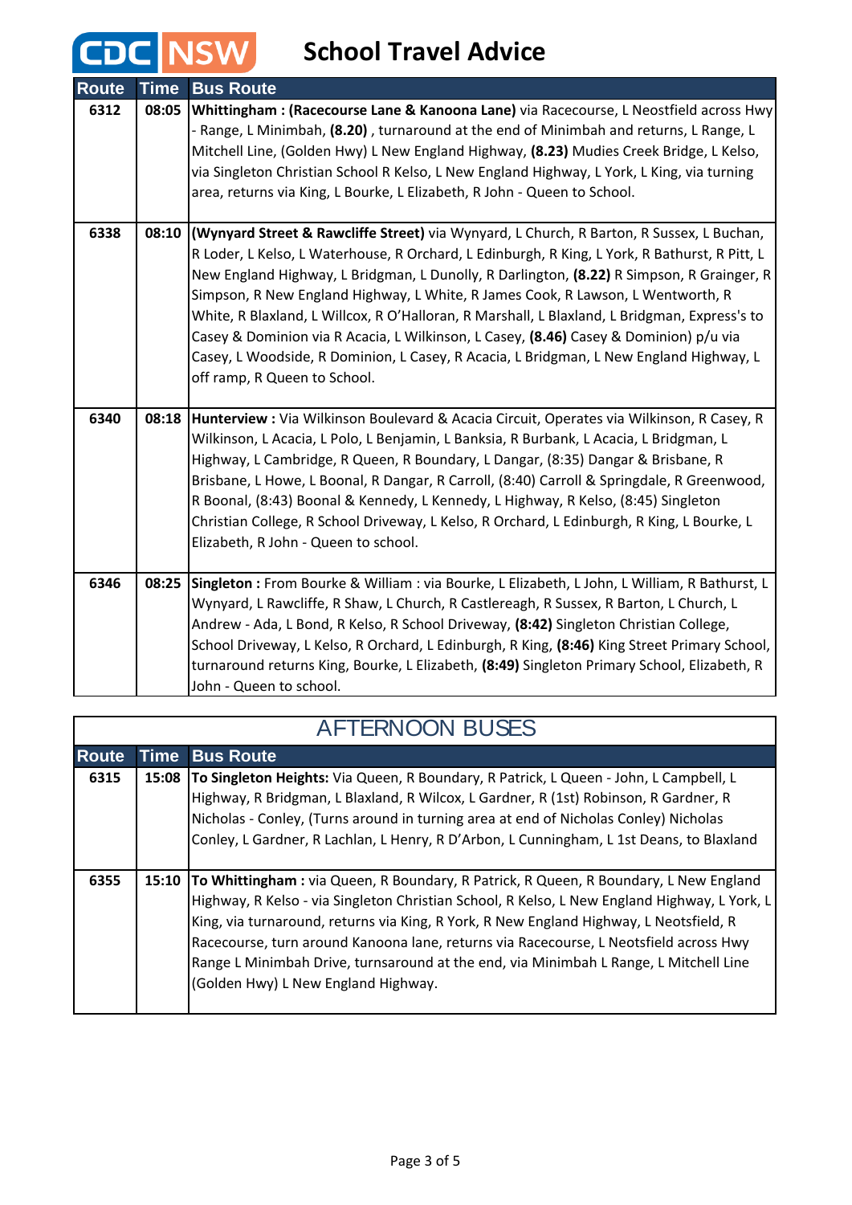# CDC NSW School Travel Advice

| Route | Time | Bus Route |
|---|---|---|
| 6312 | 08:05 | **Whittingham : (Racecourse Lane & Kanoona Lane)** via Racecourse, L Neostfield across Hwy - Range, L Minimbah, **(8.20)** , turnaround at the end of Minimbah and returns, L Range, L Mitchell Line, (Golden Hwy) L New England Highway, **(8.23)** Mudies Creek Bridge, L Kelso, via Singleton Christian School R Kelso, L New England Highway, L York, L King, via turning area, returns via King, L Bourke, L Elizabeth, R John - Queen to School. |
| 6338 | 08:10 | **(Wynyard Street & Rawcliffe Street)** via Wynyard, L Church, R Barton, R Sussex, L Buchan, R Loder, L Kelso, L Waterhouse, R Orchard, L Edinburgh, R King, L York, R Bathurst, R Pitt, L New England Highway, L Bridgman, L Dunolly, R Darlington, **(8.22)** R Simpson, R Grainger, R Simpson, R New England Highway, L White, R James Cook, R Lawson, L Wentworth, R White, R Blaxland, L Willcox, R O'Halloran, R Marshall, L Blaxland, L Bridgman, Express's to Casey & Dominion via R Acacia, L Wilkinson, L Casey, **(8.46)** Casey & Dominion) p/u via Casey, L Woodside, R Dominion, L Casey, R Acacia, L Bridgman, L New England Highway, L off ramp, R Queen to School. |
| 6340 | 08:18 | **Hunterview :** Via Wilkinson Boulevard & Acacia Circuit, Operates via Wilkinson, R Casey, R Wilkinson, L Acacia, L Polo, L Benjamin, L Banksia, R Burbank, L Acacia, L Bridgman, L Highway, L Cambridge, R Queen, R Boundary, L Dangar, (8:35) Dangar & Brisbane, R Brisbane, L Howe, L Boonal, R Dangar, R Carroll, (8:40) Carroll & Springdale, R Greenwood, R Boonal, (8:43) Boonal & Kennedy, L Kennedy, L Highway, R Kelso, (8:45) Singleton Christian College, R School Driveway, L Kelso, R Orchard, L Edinburgh, R King, L Bourke, L Elizabeth, R John - Queen to school. |
| 6346 | 08:25 | **Singleton :** From Bourke & William : via Bourke, L Elizabeth, L John, L William, R Bathurst, L Wynyard, L Rawcliffe, R Shaw, L Church, R Castlereagh, R Sussex, R Barton, L Church, L Andrew - Ada, L Bond, R Kelso, R School Driveway, **(8:42)** Singleton Christian College, School Driveway, L Kelso, R Orchard, L Edinburgh, R King, **(8:46)** King Street Primary School, turnaround returns King, Bourke, L Elizabeth, **(8:49)** Singleton Primary School, Elizabeth, R John - Queen to school. |

## AFTERNOON BUSES

| Route | Time | Bus Route |
|---|---|---|
| 6315 | 15:08 | **To Singleton Heights:** Via Queen, R Boundary, R Patrick, L Queen - John, L Campbell, L Highway, R Bridgman, L Blaxland, R Wilcox, L Gardner, R (1st) Robinson, R Gardner, R Nicholas - Conley, (Turns around in turning area at end of Nicholas Conley) Nicholas Conley, L Gardner, R Lachlan, L Henry, R D'Arbon, L Cunningham, L 1st Deans, to Blaxland |
| 6355 | 15:10 | **To Whittingham :** via Queen, R Boundary, R Patrick, R Queen, R Boundary, L New England Highway, R Kelso - via Singleton Christian School, R Kelso, L New England Highway, L York, L King, via turnaround, returns via King, R York, R New England Highway, L Neotsfield, R Racecourse, turn around Kanoona lane, returns via Racecourse, L Neotsfield across Hwy Range L Minimbah Drive, turnsaround at the end, via Minimbah L Range, L Mitchell Line (Golden Hwy) L New England Highway. |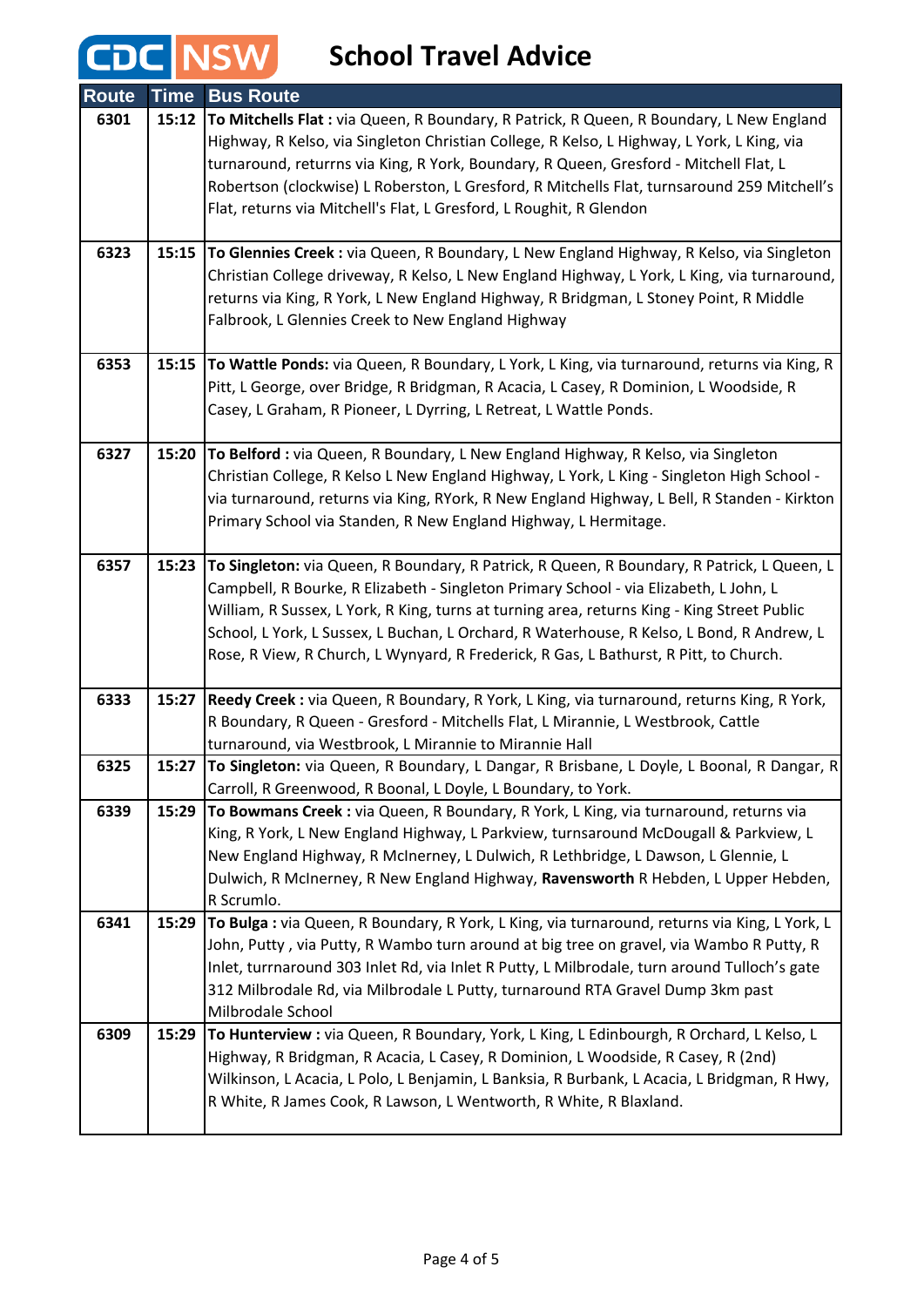# CDC NSW School Travel Advice

| Route | Time | Bus Route |
|---|---|---|
| 6301 | 15:12 | **To Mitchells Flat :** via Queen, R Boundary, R Patrick, R Queen, R Boundary, L New England Highway, R Kelso, via Singleton Christian College, R Kelso, L Highway, L York, L King, via turnaround, returrns via King, R York, Boundary, R Queen, Gresford - Mitchell Flat, L Robertson (clockwise) L Roberston, L Gresford, R Mitchells Flat, turnsaround 259 Mitchell's Flat, returns via Mitchell's Flat, L Gresford, L Roughit, R Glendon |
| 6323 | 15:15 | **To Glennies Creek :** via Queen, R Boundary, L New England Highway, R Kelso, via Singleton Christian College driveway, R Kelso, L New England Highway, L York, L King, via turnaround, returns via King, R York, L New England Highway, R Bridgman, L Stoney Point, R Middle Falbrook, L Glennies Creek to New England Highway |
| 6353 | 15:15 | **To Wattle Ponds:** via Queen, R Boundary, L York, L King, via turnaround, returns via King, R Pitt, L George, over Bridge, R Bridgman, R Acacia, L Casey, R Dominion, L Woodside, R Casey, L Graham, R Pioneer, L Dyrring, L Retreat, L Wattle Ponds. |
| 6327 | 15:20 | **To Belford :** via Queen, R Boundary, L New England Highway, R Kelso, via Singleton Christian College, R Kelso L New England Highway, L York, L King - Singleton High School - via turnaround, returns via King, RYork, R New England Highway, L Bell, R Standen - Kirkton Primary School via Standen, R New England Highway, L Hermitage. |
| 6357 | 15:23 | **To Singleton:** via Queen, R Boundary, R Patrick, R Queen, R Boundary, R Patrick, L Queen, L Campbell, R Bourke, R Elizabeth - Singleton Primary School - via Elizabeth, L John, L William, R Sussex, L York, R King, turns at turning area, returns King - King Street Public School, L York, L Sussex, L Buchan, L Orchard, R Waterhouse, R Kelso, L Bond, R Andrew, L Rose, R View, R Church, L Wynyard, R Frederick, R Gas, L Bathurst, R Pitt, to Church. |
| 6333 | 15:27 | **Reedy Creek :** via Queen, R Boundary, R York, L King, via turnaround, returns King, R York, R Boundary, R Queen - Gresford - Mitchells Flat, L Mirannie, L Westbrook, Cattle turnaround, via Westbrook, L Mirannie to Mirannie Hall |
| 6325 | 15:27 | **To Singleton:** via Queen, R Boundary, L Dangar, R Brisbane, L Doyle, L Boonal, R Dangar, R Carroll, R Greenwood, R Boonal, L Doyle, L Boundary, to York. |
| 6339 | 15:29 | **To Bowmans Creek :** via Queen, R Boundary, R York, L King, via turnaround, returns via King, R York, L New England Highway, L Parkview, turnsaround McDougall & Parkview, L New England Highway, R McInerney, L Dulwich, R Lethbridge, L Dawson, L Glennie, L Dulwich, R McInerney, R New England Highway, **Ravensworth** R Hebden, L Upper Hebden, R Scrumlo. |
| 6341 | 15:29 | **To Bulga :** via Queen, R Boundary, R York, L King, via turnaround, returns via King, L York, L John, Putty , via Putty, R Wambo turn around at big tree on gravel, via Wambo R Putty, R Inlet, turrnaround 303 Inlet Rd, via Inlet R Putty, L Milbrodale, turn around Tulloch's gate 312 Milbrodale Rd, via Milbrodale L Putty, turnaround RTA Gravel Dump 3km past Milbrodale School |
| 6309 | 15:29 | **To Hunterview :** via Queen, R Boundary, York, L King, L Edinbourgh, R Orchard, L Kelso, L Highway, R Bridgman, R Acacia, L Casey, R Dominion, L Woodside, R Casey, R (2nd) Wilkinson, L Acacia, L Polo, L Benjamin, L Banksia, R Burbank, L Acacia, L Bridgman, R Hwy, R White, R James Cook, R Lawson, L Wentworth, R White, R Blaxland. |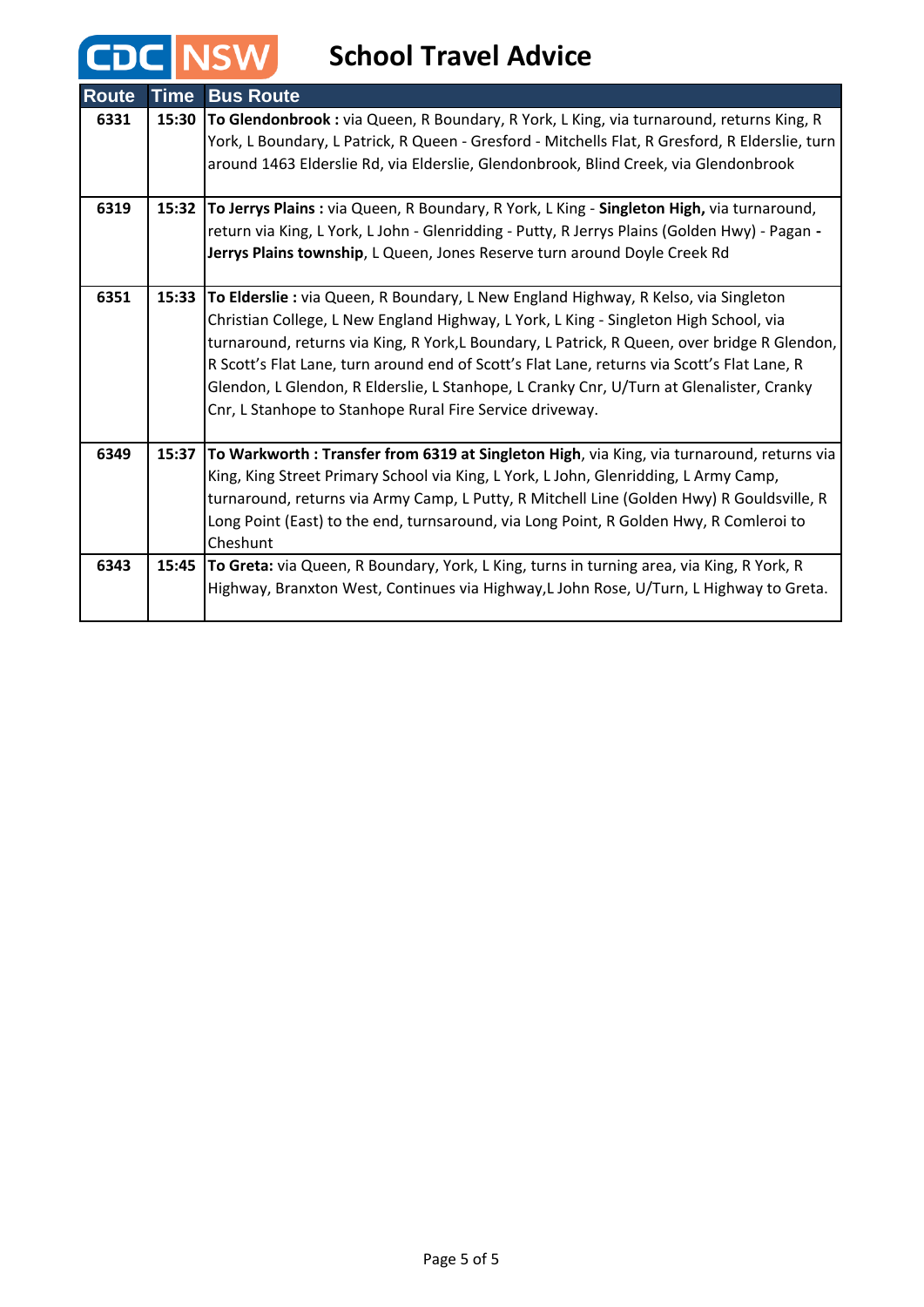# CDC NSW School Travel Advice

| Route | Time | Bus Route |
|---|---|---|
| 6331 | 15:30 | **To Glendonbrook :** via Queen, R Boundary, R York, L King, via turnaround, returns King, R York, L Boundary, L Patrick, R Queen - Gresford - Mitchells Flat, R Gresford, R Elderslie, turn around 1463 Elderslie Rd, via Elderslie, Glendonbrook, Blind Creek, via Glendonbrook |
| 6319 | 15:32 | **To Jerrys Plains :** via Queen, R Boundary, R York, L King - **Singleton High,** via turnaround, return via King, L York, L John - Glenridding - Putty, R Jerrys Plains (Golden Hwy) - Pagan **- Jerrys Plains township**, L Queen, Jones Reserve turn around Doyle Creek Rd |
| 6351 | 15:33 | **To Elderslie :** via Queen, R Boundary, L New England Highway, R Kelso, via Singleton Christian College, L New England Highway, L York, L King - Singleton High School, via turnaround, returns via King, R York,L Boundary, L Patrick, R Queen, over bridge R Glendon, R Scott's Flat Lane, turn around end of Scott's Flat Lane, returns via Scott's Flat Lane, R Glendon, L Glendon, R Elderslie, L Stanhope, L Cranky Cnr, U/Turn at Glenalister, Cranky Cnr, L Stanhope to Stanhope Rural Fire Service driveway. |
| 6349 | 15:37 | **To Warkworth : Transfer from 6319 at Singleton High**, via King, via turnaround, returns via King, King Street Primary School via King, L York, L John, Glenridding, L Army Camp, turnaround, returns via Army Camp, L Putty, R Mitchell Line (Golden Hwy) R Gouldsville, R Long Point (East) to the end, turnsaround, via Long Point, R Golden Hwy, R Comleroi to Cheshunt |
| 6343 | 15:45 | **To Greta:** via Queen, R Boundary, York, L King, turns in turning area, via King, R York, R Highway, Branxton West, Continues via Highway,L John Rose, U/Turn, L Highway to Greta. |